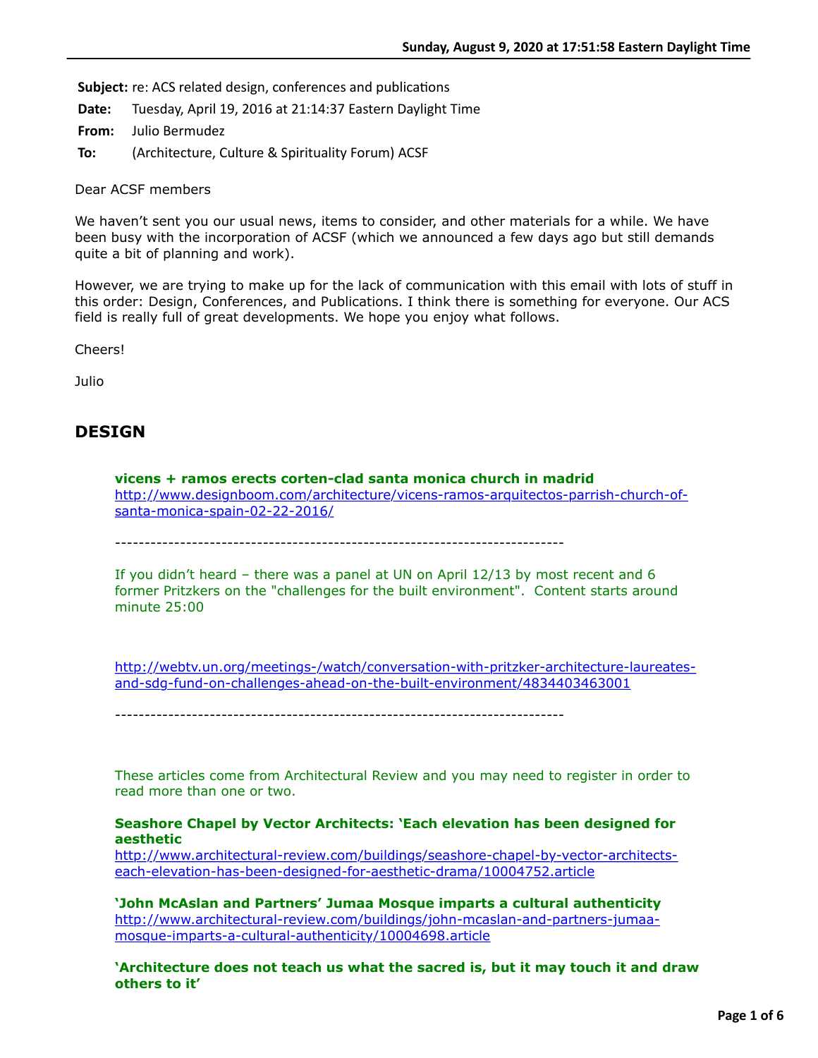**Subject:** re: ACS related design, conferences and publications

**Date:** Tuesday, April 19, 2016 at 21:14:37 Eastern Daylight Time

**From:** Julio Bermudez

**To:** (Architecture, Culture & Spirituality Forum) ACSF

Dear ACSF members

We haven't sent you our usual news, items to consider, and other materials for a while. We have been busy with the incorporation of ACSF (which we announced a few days ago but still demands quite a bit of planning and work).

However, we are trying to make up for the lack of communication with this email with lots of stuff in this order: Design, Conferences, and Publications. I think there is something for everyone. Our ACS field is really full of great developments. We hope you enjoy what follows.

Cheers!

Julio

## DESIGN

**vicens + ramos erects corten-clad santa monica church in madrid**
http://www.designboom.com/architecture/vicens-ramos-arquitectos-parrish-church-of-santa-monica-spain-02-22-2016/

---------------------------------------------------------------------------

If you didn't heard – there was a panel at UN on April 12/13 by most recent and 6 former Pritzkers on the "challenges for the built environment". Content starts around minute 25:00

http://webtv.un.org/meetings-/watch/conversation-with-pritzker-architecture-laureates-and-sdg-fund-on-challenges-ahead-on-the-built-environment/4834403463001

---------------------------------------------------------------------------

These articles come from Architectural Review and you may need to register in order to read more than one or two.

**Seashore Chapel by Vector Architects: 'Each elevation has been designed for aesthetic**
http://www.architectural-review.com/buildings/seashore-chapel-by-vector-architects-each-elevation-has-been-designed-for-aesthetic-drama/10004752.article

**'John McAslan and Partners' Jumaa Mosque imparts a cultural authenticity**
http://www.architectural-review.com/buildings/john-mcaslan-and-partners-jumaa-mosque-imparts-a-cultural-authenticity/10004698.article

**'Architecture does not teach us what the sacred is, but it may touch it and draw others to it'**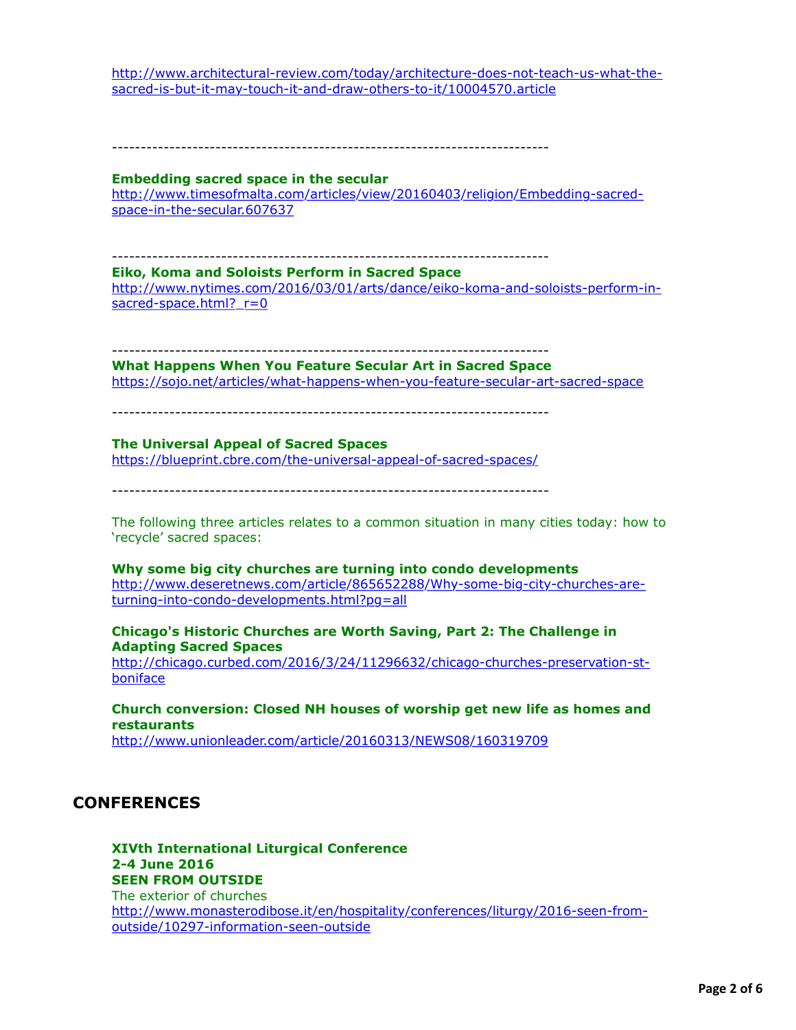http://www.architectural-review.com/today/architecture-does-not-teach-us-what-the-sacred-is-but-it-may-touch-it-and-draw-others-to-it/10004570.article

---

**Embedding sacred space in the secular**
http://www.timesofmalta.com/articles/view/20160403/religion/Embedding-sacred-space-in-the-secular.607637

---

**Eiko, Koma and Soloists Perform in Sacred Space**
http://www.nytimes.com/2016/03/01/arts/dance/eiko-koma-and-soloists-perform-in-sacred-space.html?_r=0

---

**What Happens When You Feature Secular Art in Sacred Space**
https://sojo.net/articles/what-happens-when-you-feature-secular-art-sacred-space

---

**The Universal Appeal of Sacred Spaces**
https://blueprint.cbre.com/the-universal-appeal-of-sacred-spaces/

---

The following three articles relates to a common situation in many cities today: how to 'recycle' sacred spaces:

**Why some big city churches are turning into condo developments**
http://www.deseretnews.com/article/865652288/Why-some-big-city-churches-are-turning-into-condo-developments.html?pg=all

**Chicago's Historic Churches are Worth Saving, Part 2: The Challenge in Adapting Sacred Spaces**
http://chicago.curbed.com/2016/3/24/11296632/chicago-churches-preservation-st-boniface

**Church conversion: Closed NH houses of worship get new life as homes and restaurants**
http://www.unionleader.com/article/20160313/NEWS08/160319709

## CONFERENCES

**XIVth International Liturgical Conference**
**2-4 June 2016**
**SEEN FROM OUTSIDE**
The exterior of churches
http://www.monasterodibose.it/en/hospitality/conferences/liturgy/2016-seen-from-outside/10297-information-seen-outside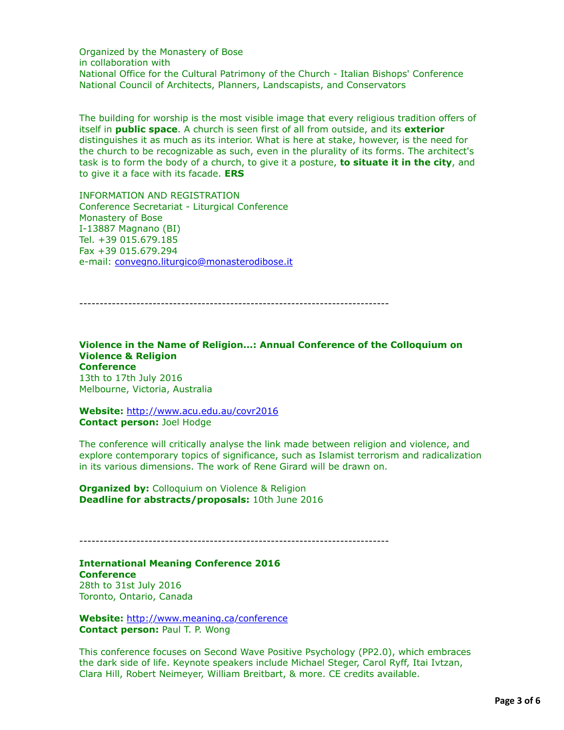Organized by the Monastery of Bose
in collaboration with
National Office for the Cultural Patrimony of the Church - Italian Bishops' Conference
National Council of Architects, Planners, Landscapists, and Conservators

The building for worship is the most visible image that every religious tradition offers of itself in **public space**. A church is seen first of all from outside, and its **exterior** distinguishes it as much as its interior. What is here at stake, however, is the need for the church to be recognizable as such, even in the plurality of its forms. The architect's task is to form the body of a church, to give it a posture, **to situate it in the city**, and to give it a face with its facade. **ERS**

INFORMATION AND REGISTRATION
Conference Secretariat - Liturgical Conference
Monastery of Bose
I-13887 Magnano (BI)
Tel. +39 015.679.185
Fax +39 015.679.294
e-mail: convegno.liturgico@monasterodibose.it

-----------------------------------------------------------------------------

**Violence in the Name of Religion...: Annual Conference of the Colloquium on Violence & Religion**
**Conference**
13th to 17th July 2016
Melbourne, Victoria, Australia

**Website:** http://www.acu.edu.au/covr2016
**Contact person:** Joel Hodge

The conference will critically analyse the link made between religion and violence, and explore contemporary topics of significance, such as Islamist terrorism and radicalization in its various dimensions. The work of Rene Girard will be drawn on.

**Organized by:** Colloquium on Violence & Religion
**Deadline for abstracts/proposals:** 10th June 2016

-----------------------------------------------------------------------------

**International Meaning Conference 2016**
**Conference**
28th to 31st July 2016
Toronto, Ontario, Canada

**Website:** http://www.meaning.ca/conference
**Contact person:** Paul T. P. Wong

This conference focuses on Second Wave Positive Psychology (PP2.0), which embraces the dark side of life. Keynote speakers include Michael Steger, Carol Ryff, Itai Ivtzan, Clara Hill, Robert Neimeyer, William Breitbart, & more. CE credits available.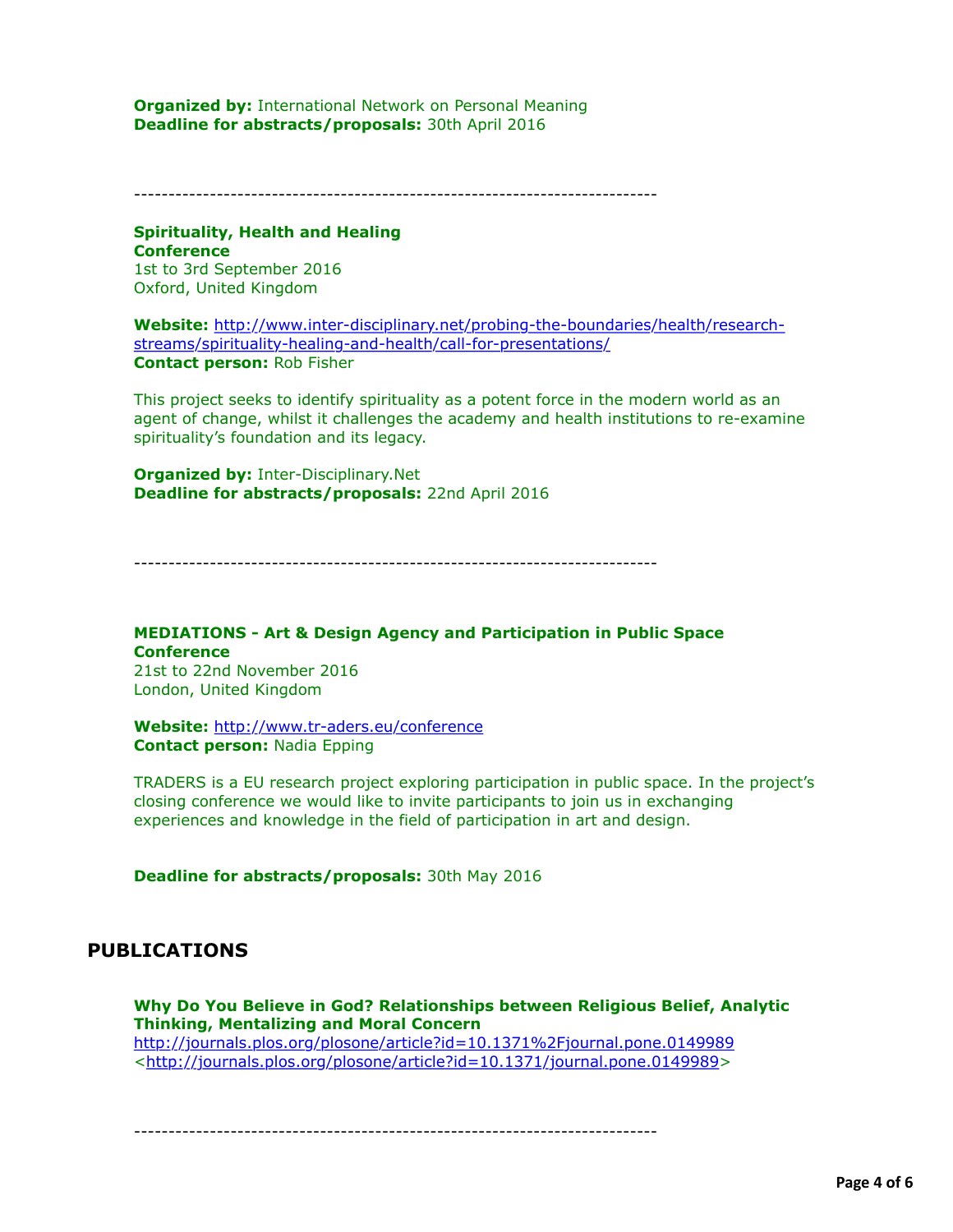**Organized by:** International Network on Personal Meaning
**Deadline for abstracts/proposals:** 30th April 2016

---------------------------------------------------------------------------

**Spirituality, Health and Healing**
**Conference**
1st to 3rd September 2016
Oxford, United Kingdom

**Website:** http://www.inter-disciplinary.net/probing-the-boundaries/health/research-streams/spirituality-healing-and-health/call-for-presentations/
**Contact person:** Rob Fisher

This project seeks to identify spirituality as a potent force in the modern world as an agent of change, whilst it challenges the academy and health institutions to re-examine spirituality's foundation and its legacy.

**Organized by:** Inter-Disciplinary.Net
**Deadline for abstracts/proposals:** 22nd April 2016

---------------------------------------------------------------------------

**MEDIATIONS - Art & Design Agency and Participation in Public Space**
**Conference**
21st to 22nd November 2016
London, United Kingdom

**Website:** http://www.tr-aders.eu/conference
**Contact person:** Nadia Epping

TRADERS is a EU research project exploring participation in public space. In the project's closing conference we would like to invite participants to join us in exchanging experiences and knowledge in the field of participation in art and design.

**Deadline for abstracts/proposals:** 30th May 2016

## PUBLICATIONS

**Why Do You Believe in God? Relationships between Religious Belief, Analytic Thinking, Mentalizing and Moral Concern**
http://journals.plos.org/plosone/article?id=10.1371%2Fjournal.pone.0149989
<http://journals.plos.org/plosone/article?id=10.1371/journal.pone.0149989>

---------------------------------------------------------------------------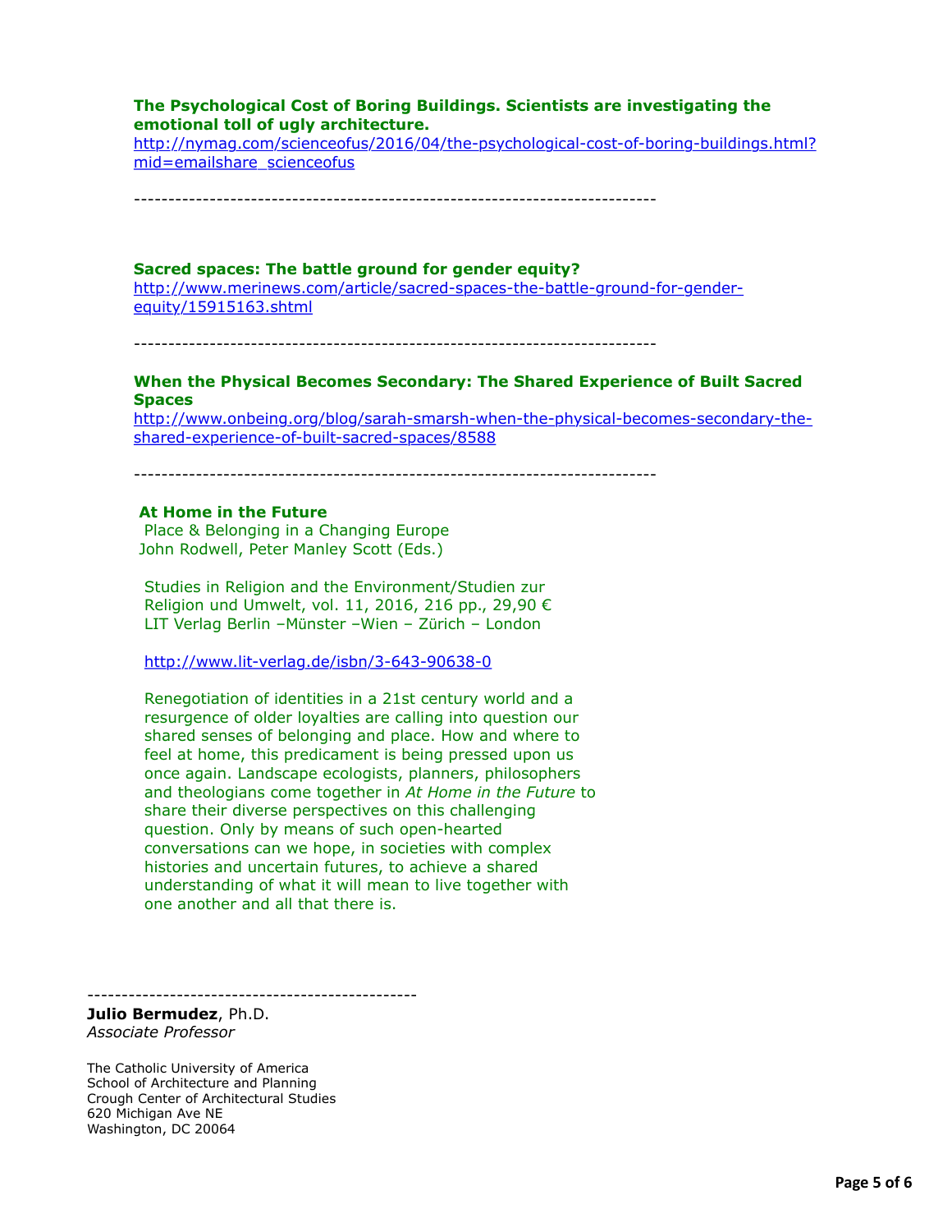**The Psychological Cost of Boring Buildings. Scientists are investigating the emotional toll of ugly architecture.**
http://nymag.com/scienceofus/2016/04/the-psychological-cost-of-boring-buildings.html?mid=emailshare_scienceofus

---

**Sacred spaces: The battle ground for gender equity?**
http://www.merinews.com/article/sacred-spaces-the-battle-ground-for-gender-equity/15915163.shtml

---

**When the Physical Becomes Secondary: The Shared Experience of Built Sacred Spaces**
http://www.onbeing.org/blog/sarah-smarsh-when-the-physical-becomes-secondary-the-shared-experience-of-built-sacred-spaces/8588

---

**At Home in the Future**
Place & Belonging in a Changing Europe
John Rodwell, Peter Manley Scott (Eds.)

Studies in Religion and the Environment/Studien zur Religion und Umwelt, vol. 11, 2016, 216 pp., 29,90 €
LIT Verlag Berlin –Münster –Wien – Zürich – London

http://www.lit-verlag.de/isbn/3-643-90638-0

Renegotiation of identities in a 21st century world and a resurgence of older loyalties are calling into question our shared senses of belonging and place. How and where to feel at home, this predicament is being pressed upon us once again. Landscape ecologists, planners, philosophers and theologians come together in *At Home in the Future* to share their diverse perspectives on this challenging question. Only by means of such open-hearted conversations can we hope, in societies with complex histories and uncertain futures, to achieve a shared understanding of what it will mean to live together with one another and all that there is.

---

**Julio Bermudez**, Ph.D.
*Associate Professor*

The Catholic University of America
School of Architecture and Planning
Crough Center of Architectural Studies
620 Michigan Ave NE
Washington, DC 20064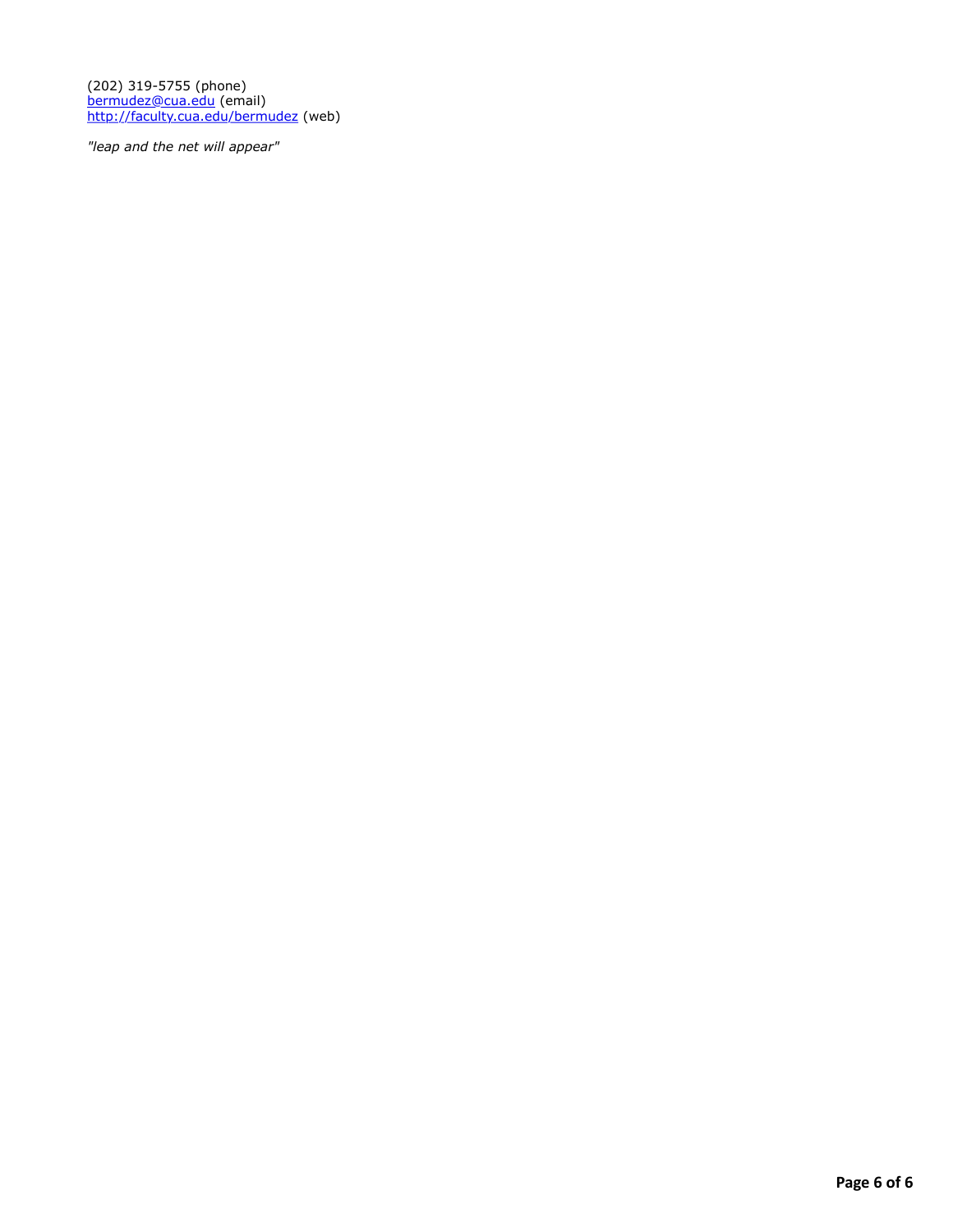(202) 319-5755 (phone)
[bermudez@cua.edu](mailto:bermudez@cua.edu) (email)
[http://faculty.cua.edu/bermudez](http://faculty.cua.edu/bermudez) (web)

*"leap and the net will appear"*